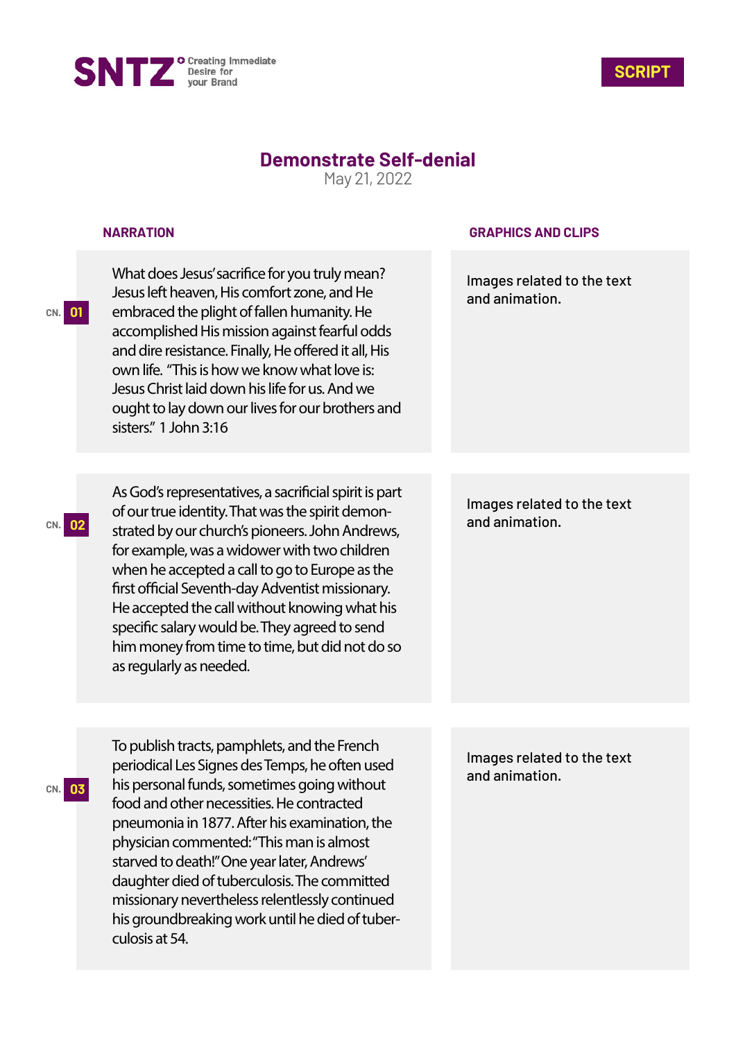SNTZ — Creating Immediate Desire for your Brand

**SCRIPT**

# Demonstrate Self-denial

May 21, 2022

| | NARRATION | GRAPHICS AND CLIPS |
|---|---|---|
| CN. 01 | What does Jesus' sacrifice for you truly mean? Jesus left heaven, His comfort zone, and He embraced the plight of fallen humanity. He accomplished His mission against fearful odds and dire resistance. Finally, He offered it all, His own life. "This is how we know what love is: Jesus Christ laid down his life for us. And we ought to lay down our lives for our brothers and sisters." 1 John 3:16 | Images related to the text and animation. |
| CN. 02 | As God's representatives, a sacrificial spirit is part of our true identity. That was the spirit demonstrated by our church's pioneers. John Andrews, for example, was a widower with two children when he accepted a call to go to Europe as the first official Seventh-day Adventist missionary. He accepted the call without knowing what his specific salary would be. They agreed to send him money from time to time, but did not do so as regularly as needed. | Images related to the text and animation. |
| CN. 03 | To publish tracts, pamphlets, and the French periodical Les Signes des Temps, he often used his personal funds, sometimes going without food and other necessities. He contracted pneumonia in 1877. After his examination, the physician commented: "This man is almost starved to death!" One year later, Andrews' daughter died of tuberculosis. The committed missionary nevertheless relentlessly continued his groundbreaking work until he died of tuberculosis at 54. | Images related to the text and animation. |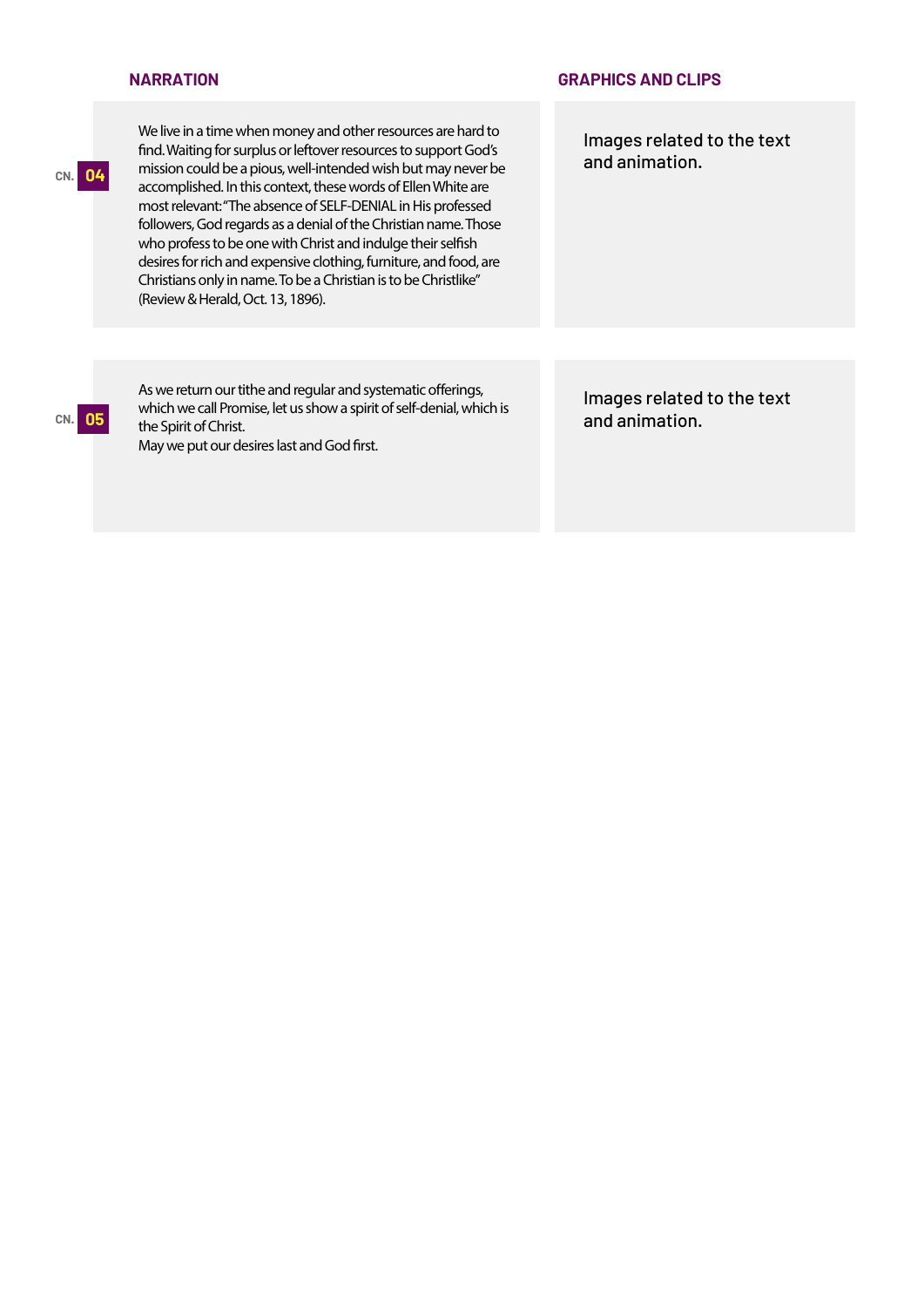| CN. | NARRATION | GRAPHICS AND CLIPS |
|---|---|---|
| 04 | We live in a time when money and other resources are hard to find. Waiting for surplus or leftover resources to support God's mission could be a pious, well-intended wish but may never be accomplished. In this context, these words of Ellen White are most relevant: "The absence of SELF-DENIAL in His professed followers, God regards as a denial of the Christian name. Those who profess to be one with Christ and indulge their selfish desires for rich and expensive clothing, furniture, and food, are Christians only in name. To be a Christian is to be Christlike" (Review & Herald, Oct. 13, 1896). | Images related to the text and animation. |
| 05 | As we return our tithe and regular and systematic offerings, which we call Promise, let us show a spirit of self-denial, which is the Spirit of Christ.<br>May we put our desires last and God first. | Images related to the text and animation. |